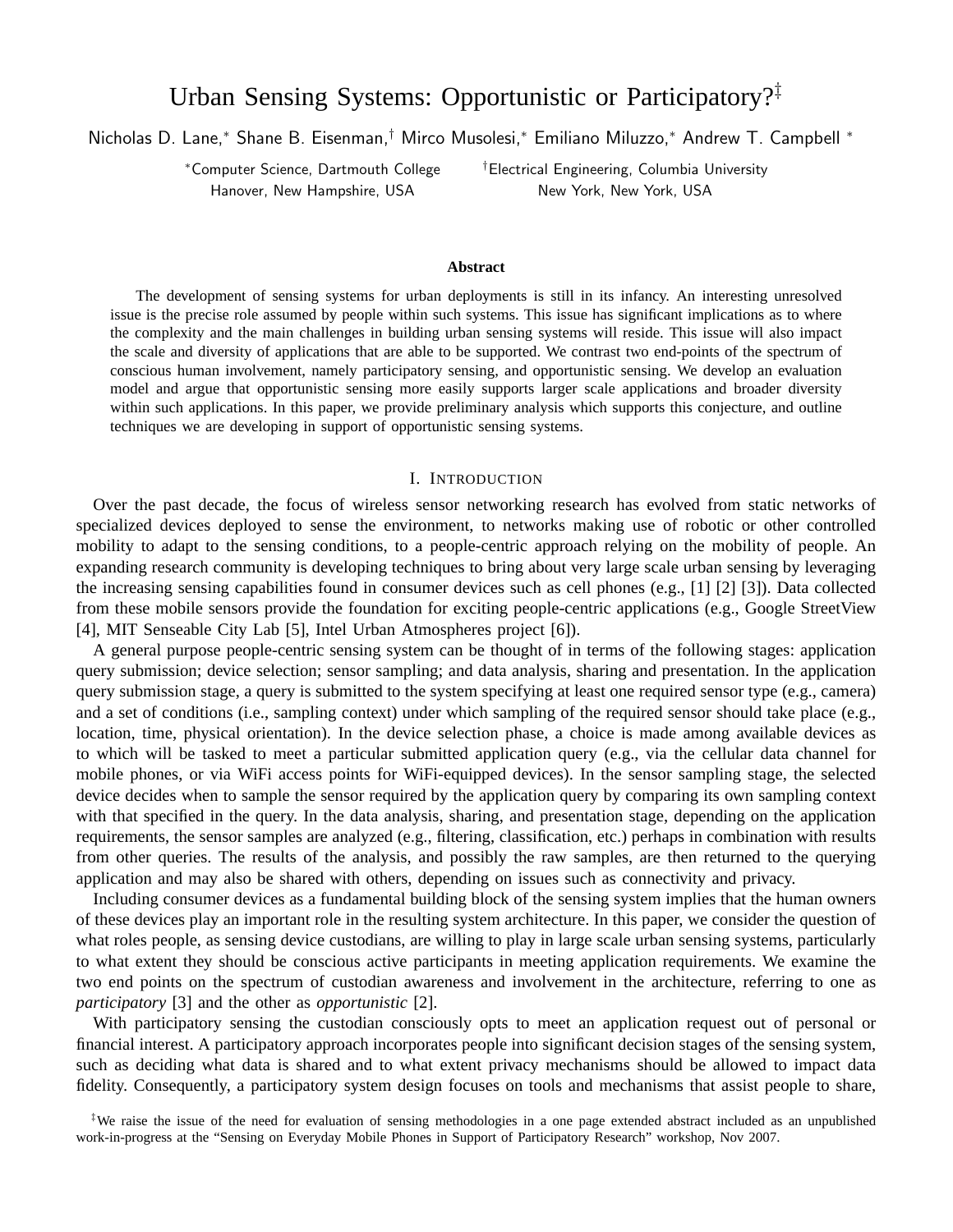# Urban Sensing Systems: Opportunistic or Participatory?[‡]

Nicholas D. Lane,[*] Shane B. Eisenman,[†] Mirco Musolesi,[*] Emiliano Miluzzo,[*] Andrew T. Campbell [*]

[*]Computer Science, Dartmouth College
Hanover, New Hampshire, USA

[†]Electrical Engineering, Columbia University
New York, New York, USA

**Abstract**

The development of sensing systems for urban deployments is still in its infancy. An interesting unresolved issue is the precise role assumed by people within such systems. This issue has significant implications as to where the complexity and the main challenges in building urban sensing systems will reside. This issue will also impact the scale and diversity of applications that are able to be supported. We contrast two end-points of the spectrum of conscious human involvement, namely participatory sensing, and opportunistic sensing. We develop an evaluation model and argue that opportunistic sensing more easily supports larger scale applications and broader diversity within such applications. In this paper, we provide preliminary analysis which supports this conjecture, and outline techniques we are developing in support of opportunistic sensing systems.

## I. Introduction

Over the past decade, the focus of wireless sensor networking research has evolved from static networks of specialized devices deployed to sense the environment, to networks making use of robotic or other controlled mobility to adapt to the sensing conditions, to a people-centric approach relying on the mobility of people. An expanding research community is developing techniques to bring about very large scale urban sensing by leveraging the increasing sensing capabilities found in consumer devices such as cell phones (e.g., [1] [2] [3]). Data collected from these mobile sensors provide the foundation for exciting people-centric applications (e.g., Google StreetView [4], MIT Senseable City Lab [5], Intel Urban Atmospheres project [6]).

A general purpose people-centric sensing system can be thought of in terms of the following stages: application query submission; device selection; sensor sampling; and data analysis, sharing and presentation. In the application query submission stage, a query is submitted to the system specifying at least one required sensor type (e.g., camera) and a set of conditions (i.e., sampling context) under which sampling of the required sensor should take place (e.g., location, time, physical orientation). In the device selection phase, a choice is made among available devices as to which will be tasked to meet a particular submitted application query (e.g., via the cellular data channel for mobile phones, or via WiFi access points for WiFi-equipped devices). In the sensor sampling stage, the selected device decides when to sample the sensor required by the application query by comparing its own sampling context with that specified in the query. In the data analysis, sharing, and presentation stage, depending on the application requirements, the sensor samples are analyzed (e.g., filtering, classification, etc.) perhaps in combination with results from other queries. The results of the analysis, and possibly the raw samples, are then returned to the querying application and may also be shared with others, depending on issues such as connectivity and privacy.

Including consumer devices as a fundamental building block of the sensing system implies that the human owners of these devices play an important role in the resulting system architecture. In this paper, we consider the question of what roles people, as sensing device custodians, are willing to play in large scale urban sensing systems, particularly to what extent they should be conscious active participants in meeting application requirements. We examine the two end points on the spectrum of custodian awareness and involvement in the architecture, referring to one as *participatory* [3] and the other as *opportunistic* [2].

With participatory sensing the custodian consciously opts to meet an application request out of personal or financial interest. A participatory approach incorporates people into significant decision stages of the sensing system, such as deciding what data is shared and to what extent privacy mechanisms should be allowed to impact data fidelity. Consequently, a participatory system design focuses on tools and mechanisms that assist people to share,

[‡]We raise the issue of the need for evaluation of sensing methodologies in a one page extended abstract included as an unpublished work-in-progress at the "Sensing on Everyday Mobile Phones in Support of Participatory Research" workshop, Nov 2007.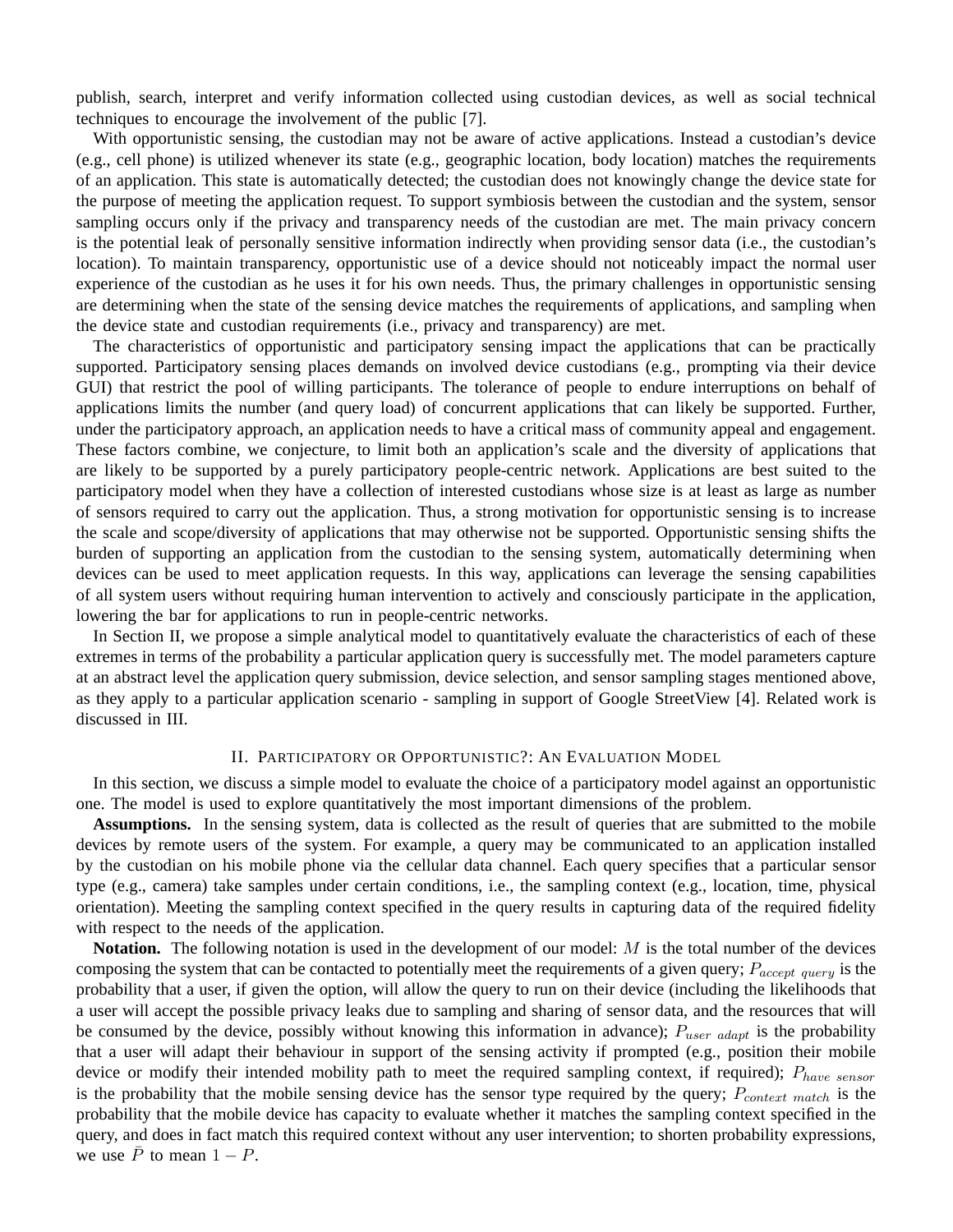publish, search, interpret and verify information collected using custodian devices, as well as social technical techniques to encourage the involvement of the public [7].

With opportunistic sensing, the custodian may not be aware of active applications. Instead a custodian's device (e.g., cell phone) is utilized whenever its state (e.g., geographic location, body location) matches the requirements of an application. This state is automatically detected; the custodian does not knowingly change the device state for the purpose of meeting the application request. To support symbiosis between the custodian and the system, sensor sampling occurs only if the privacy and transparency needs of the custodian are met. The main privacy concern is the potential leak of personally sensitive information indirectly when providing sensor data (i.e., the custodian's location). To maintain transparency, opportunistic use of a device should not noticeably impact the normal user experience of the custodian as he uses it for his own needs. Thus, the primary challenges in opportunistic sensing are determining when the state of the sensing device matches the requirements of applications, and sampling when the device state and custodian requirements (i.e., privacy and transparency) are met.

The characteristics of opportunistic and participatory sensing impact the applications that can be practically supported. Participatory sensing places demands on involved device custodians (e.g., prompting via their device GUI) that restrict the pool of willing participants. The tolerance of people to endure interruptions on behalf of applications limits the number (and query load) of concurrent applications that can likely be supported. Further, under the participatory approach, an application needs to have a critical mass of community appeal and engagement. These factors combine, we conjecture, to limit both an application's scale and the diversity of applications that are likely to be supported by a purely participatory people-centric network. Applications are best suited to the participatory model when they have a collection of interested custodians whose size is at least as large as number of sensors required to carry out the application. Thus, a strong motivation for opportunistic sensing is to increase the scale and scope/diversity of applications that may otherwise not be supported. Opportunistic sensing shifts the burden of supporting an application from the custodian to the sensing system, automatically determining when devices can be used to meet application requests. In this way, applications can leverage the sensing capabilities of all system users without requiring human intervention to actively and consciously participate in the application, lowering the bar for applications to run in people-centric networks.

In Section II, we propose a simple analytical model to quantitatively evaluate the characteristics of each of these extremes in terms of the probability a particular application query is successfully met. The model parameters capture at an abstract level the application query submission, device selection, and sensor sampling stages mentioned above, as they apply to a particular application scenario - sampling in support of Google StreetView [4]. Related work is discussed in III.

## II. Participatory or Opportunistic?: An Evaluation Model

In this section, we discuss a simple model to evaluate the choice of a participatory model against an opportunistic one. The model is used to explore quantitatively the most important dimensions of the problem.

**Assumptions.** In the sensing system, data is collected as the result of queries that are submitted to the mobile devices by remote users of the system. For example, a query may be communicated to an application installed by the custodian on his mobile phone via the cellular data channel. Each query specifies that a particular sensor type (e.g., camera) take samples under certain conditions, i.e., the sampling context (e.g., location, time, physical orientation). Meeting the sampling context specified in the query results in capturing data of the required fidelity with respect to the needs of the application.

**Notation.** The following notation is used in the development of our model: $M$ is the total number of the devices composing the system that can be contacted to potentially meet the requirements of a given query; $P_{accept\ query}$ is the probability that a user, if given the option, will allow the query to run on their device (including the likelihoods that a user will accept the possible privacy leaks due to sampling and sharing of sensor data, and the resources that will be consumed by the device, possibly without knowing this information in advance); $P_{user\ adapt}$ is the probability that a user will adapt their behaviour in support of the sensing activity if prompted (e.g., position their mobile device or modify their intended mobility path to meet the required sampling context, if required); $P_{have\ sensor}$ is the probability that the mobile sensing device has the sensor type required by the query; $P_{context\ match}$ is the probability that the mobile device has capacity to evaluate whether it matches the sampling context specified in the query, and does in fact match this required context without any user intervention; to shorten probability expressions, we use $\bar{P}$ to mean $1 - P$.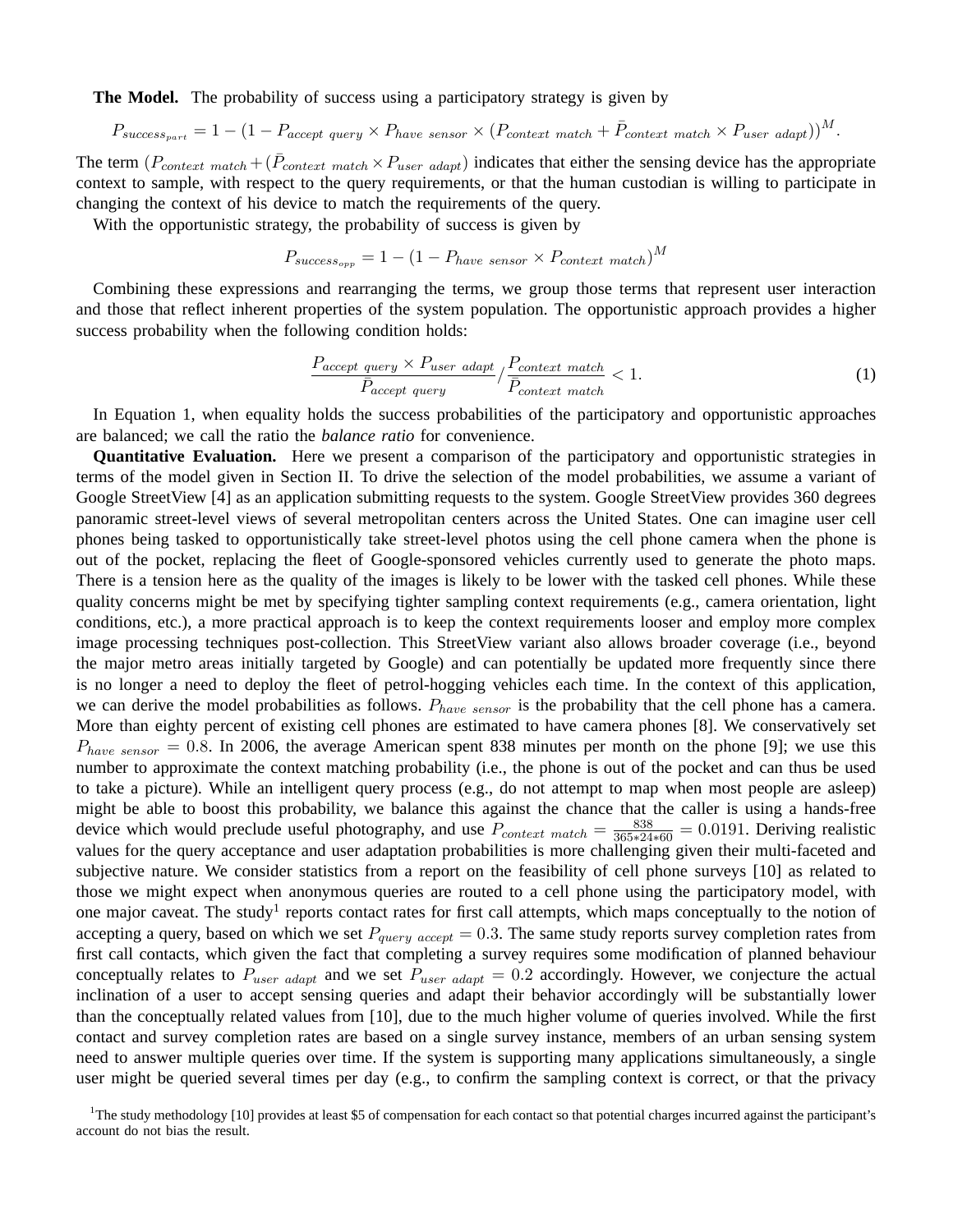**The Model.** The probability of success using a participatory strategy is given by

$$P_{success_{part}} = 1 - (1 - P_{accept\ query} \times P_{have\ sensor} \times (P_{context\ match} + \bar{P}_{context\ match} \times P_{user\ adapt}))^M.$$

The term $(P_{context\ match} + (\bar{P}_{context\ match} \times P_{user\ adapt})$ indicates that either the sensing device has the appropriate context to sample, with respect to the query requirements, or that the human custodian is willing to participate in changing the context of his device to match the requirements of the query.

With the opportunistic strategy, the probability of success is given by

$$P_{success_{opp}} = 1 - (1 - P_{have\ sensor} \times P_{context\ match})^M$$

Combining these expressions and rearranging the terms, we group those terms that represent user interaction and those that reflect inherent properties of the system population. The opportunistic approach provides a higher success probability when the following condition holds:

$$\frac{P_{accept\ query} \times P_{user\ adapt}}{\bar{P}_{accept\ query}} / \frac{P_{context\ match}}{\bar{P}_{context\ match}} < 1. \tag{1}$$

In Equation 1, when equality holds the success probabilities of the participatory and opportunistic approaches are balanced; we call the ratio the *balance ratio* for convenience.

**Quantitative Evaluation.** Here we present a comparison of the participatory and opportunistic strategies in terms of the model given in Section II. To drive the selection of the model probabilities, we assume a variant of Google StreetView [4] as an application submitting requests to the system. Google StreetView provides 360 degrees panoramic street-level views of several metropolitan centers across the United States. One can imagine user cell phones being tasked to opportunistically take street-level photos using the cell phone camera when the phone is out of the pocket, replacing the fleet of Google-sponsored vehicles currently used to generate the photo maps. There is a tension here as the quality of the images is likely to be lower with the tasked cell phones. While these quality concerns might be met by specifying tighter sampling context requirements (e.g., camera orientation, light conditions, etc.), a more practical approach is to keep the context requirements looser and employ more complex image processing techniques post-collection. This StreetView variant also allows broader coverage (i.e., beyond the major metro areas initially targeted by Google) and can potentially be updated more frequently since there is no longer a need to deploy the fleet of petrol-hogging vehicles each time. In the context of this application, we can derive the model probabilities as follows. $P_{have\ sensor}$ is the probability that the cell phone has a camera. More than eighty percent of existing cell phones are estimated to have camera phones [8]. We conservatively set $P_{have\ sensor} = 0.8$. In 2006, the average American spent 838 minutes per month on the phone [9]; we use this number to approximate the context matching probability (i.e., the phone is out of the pocket and can thus be used to take a picture). While an intelligent query process (e.g., do not attempt to map when most people are asleep) might be able to boost this probability, we balance this against the chance that the caller is using a hands-free device which would preclude useful photography, and use $P_{context\ match} = \frac{838}{365*24*60} = 0.0191$. Deriving realistic values for the query acceptance and user adaptation probabilities is more challenging given their multi-faceted and subjective nature. We consider statistics from a report on the feasibility of cell phone surveys [10] as related to those we might expect when anonymous queries are routed to a cell phone using the participatory model, with one major caveat. The study[1] reports contact rates for first call attempts, which maps conceptually to the notion of accepting a query, based on which we set $P_{query\ accept} = 0.3$. The same study reports survey completion rates from first call contacts, which given the fact that completing a survey requires some modification of planned behaviour conceptually relates to $P_{user\ adapt}$ and we set $P_{user\ adapt} = 0.2$ accordingly. However, we conjecture the actual inclination of a user to accept sensing queries and adapt their behavior accordingly will be substantially lower than the conceptually related values from [10], due to the much higher volume of queries involved. While the first contact and survey completion rates are based on a single survey instance, members of an urban sensing system need to answer multiple queries over time. If the system is supporting many applications simultaneously, a single user might be queried several times per day (e.g., to confirm the sampling context is correct, or that the privacy

[1] The study methodology [10] provides at least \$5 of compensation for each contact so that potential charges incurred against the participant's account do not bias the result.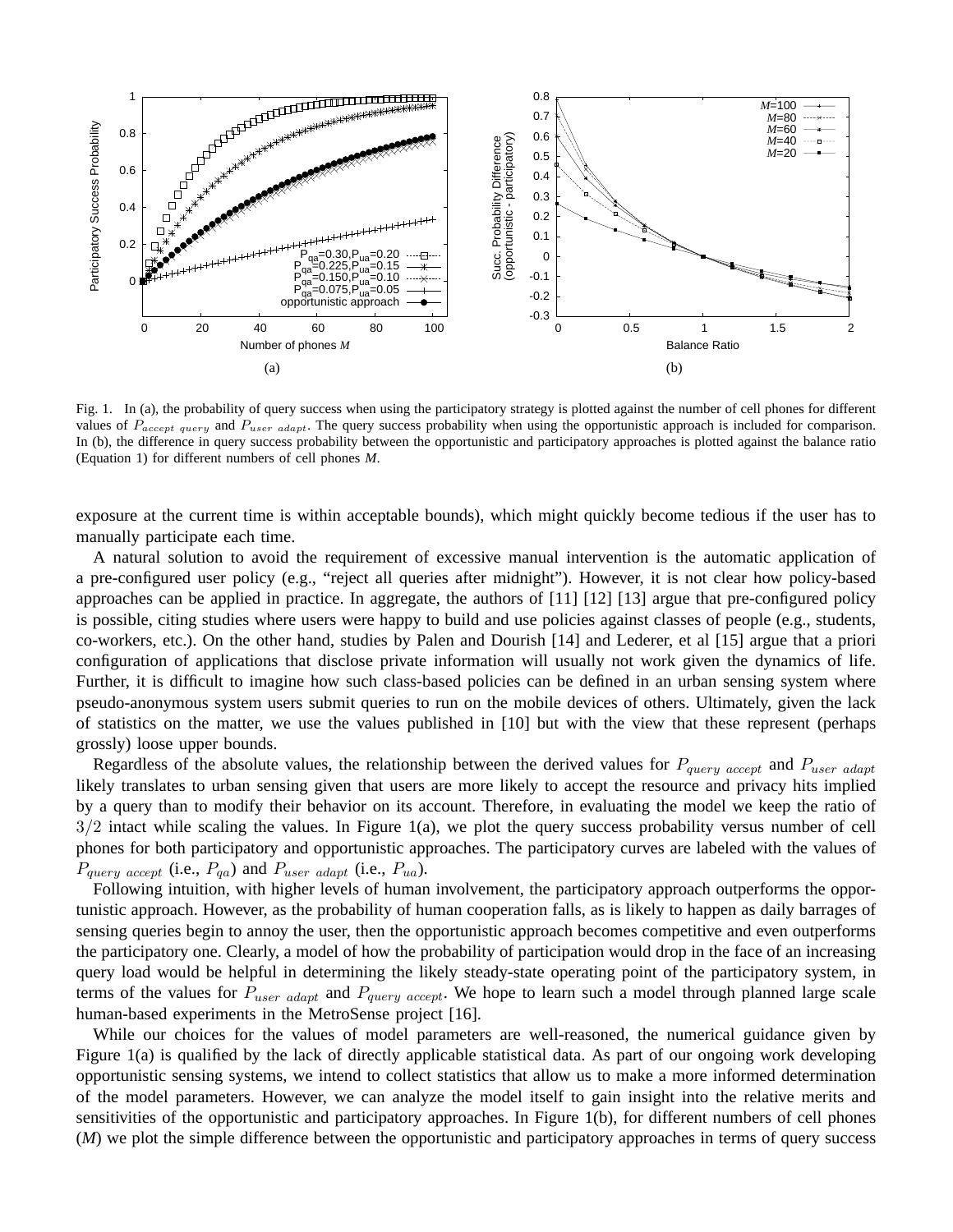Fig. 1. In (a), the probability of query success when using the participatory strategy is plotted against the number of cell phones for different values of $P_{accept\ query}$ and $P_{user\ adapt}$. The query success probability when using the opportunistic approach is included for comparison. In (b), the difference in query success probability between the opportunistic and participatory approaches is plotted against the balance ratio (Equation 1) for different numbers of cell phones *M*.

exposure at the current time is within acceptable bounds), which might quickly become tedious if the user has to manually participate each time.

A natural solution to avoid the requirement of excessive manual intervention is the automatic application of a pre-configured user policy (e.g., "reject all queries after midnight"). However, it is not clear how policy-based approaches can be applied in practice. In aggregate, the authors of [11] [12] [13] argue that pre-configured policy is possible, citing studies where users were happy to build and use policies against classes of people (e.g., students, co-workers, etc.). On the other hand, studies by Palen and Dourish [14] and Lederer, et al [15] argue that a priori configuration of applications that disclose private information will usually not work given the dynamics of life. Further, it is difficult to imagine how such class-based policies can be defined in an urban sensing system where pseudo-anonymous system users submit queries to run on the mobile devices of others. Ultimately, given the lack of statistics on the matter, we use the values published in [10] but with the view that these represent (perhaps grossly) loose upper bounds.

Regardless of the absolute values, the relationship between the derived values for $P_{query\ accept}$ and $P_{user\ adapt}$ likely translates to urban sensing given that users are more likely to accept the resource and privacy hits implied by a query than to modify their behavior on its account. Therefore, in evaluating the model we keep the ratio of $3/2$ intact while scaling the values. In Figure 1(a), we plot the query success probability versus number of cell phones for both participatory and opportunistic approaches. The participatory curves are labeled with the values of $P_{query\ accept}$ (i.e., $P_{qa}$) and $P_{user\ adapt}$ (i.e., $P_{ua}$).

Following intuition, with higher levels of human involvement, the participatory approach outperforms the opportunistic approach. However, as the probability of human cooperation falls, as is likely to happen as daily barrages of sensing queries begin to annoy the user, then the opportunistic approach becomes competitive and even outperforms the participatory one. Clearly, a model of how the probability of participation would drop in the face of an increasing query load would be helpful in determining the likely steady-state operating point of the participatory system, in terms of the values for $P_{user\ adapt}$ and $P_{query\ accept}$. We hope to learn such a model through planned large scale human-based experiments in the MetroSense project [16].

While our choices for the values of model parameters are well-reasoned, the numerical guidance given by Figure 1(a) is qualified by the lack of directly applicable statistical data. As part of our ongoing work developing opportunistic sensing systems, we intend to collect statistics that allow us to make a more informed determination of the model parameters. However, we can analyze the model itself to gain insight into the relative merits and sensitivities of the opportunistic and participatory approaches. In Figure 1(b), for different numbers of cell phones (*M*) we plot the simple difference between the opportunistic and participatory approaches in terms of query success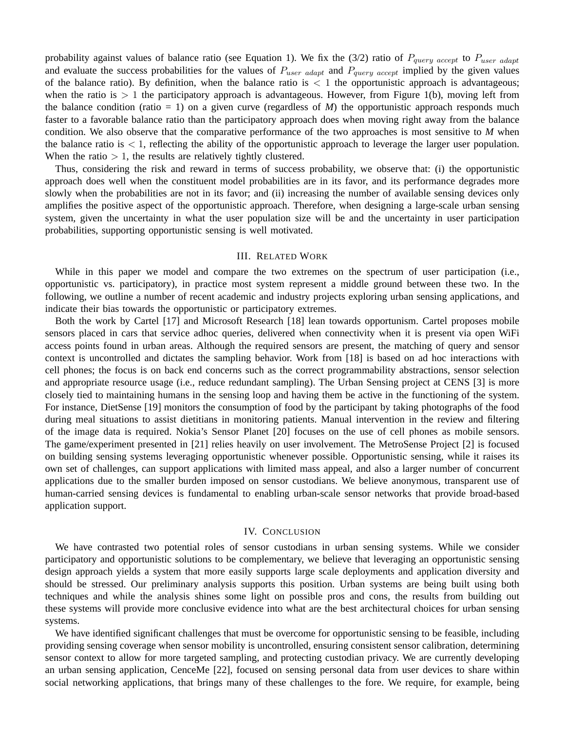probability against values of balance ratio (see Equation 1). We fix the (3/2) ratio of $P_{query\ accept}$ to $P_{user\ adapt}$ and evaluate the success probabilities for the values of $P_{user\ adapt}$ and $P_{query\ accept}$ implied by the given values of the balance ratio). By definition, when the balance ratio is $< 1$ the opportunistic approach is advantageous; when the ratio is $> 1$ the participatory approach is advantageous. However, from Figure 1(b), moving left from the balance condition (ratio = 1) on a given curve (regardless of *M*) the opportunistic approach responds much faster to a favorable balance ratio than the participatory approach does when moving right away from the balance condition. We also observe that the comparative performance of the two approaches is most sensitive to *M* when the balance ratio is $< 1$, reflecting the ability of the opportunistic approach to leverage the larger user population. When the ratio $> 1$, the results are relatively tightly clustered.

Thus, considering the risk and reward in terms of success probability, we observe that: (i) the opportunistic approach does well when the constituent model probabilities are in its favor, and its performance degrades more slowly when the probabilities are not in its favor; and (ii) increasing the number of available sensing devices only amplifies the positive aspect of the opportunistic approach. Therefore, when designing a large-scale urban sensing system, given the uncertainty in what the user population size will be and the uncertainty in user participation probabilities, supporting opportunistic sensing is well motivated.

## III. Related Work

While in this paper we model and compare the two extremes on the spectrum of user participation (i.e., opportunistic vs. participatory), in practice most system represent a middle ground between these two. In the following, we outline a number of recent academic and industry projects exploring urban sensing applications, and indicate their bias towards the opportunistic or participatory extremes.

Both the work by Cartel [17] and Microsoft Research [18] lean towards opportunism. Cartel proposes mobile sensors placed in cars that service adhoc queries, delivered when connectivity when it is present via open WiFi access points found in urban areas. Although the required sensors are present, the matching of query and sensor context is uncontrolled and dictates the sampling behavior. Work from [18] is based on ad hoc interactions with cell phones; the focus is on back end concerns such as the correct programmability abstractions, sensor selection and appropriate resource usage (i.e., reduce redundant sampling). The Urban Sensing project at CENS [3] is more closely tied to maintaining humans in the sensing loop and having them be active in the functioning of the system. For instance, DietSense [19] monitors the consumption of food by the participant by taking photographs of the food during meal situations to assist dietitians in monitoring patients. Manual intervention in the review and filtering of the image data is required. Nokia's Sensor Planet [20] focuses on the use of cell phones as mobile sensors. The game/experiment presented in [21] relies heavily on user involvement. The MetroSense Project [2] is focused on building sensing systems leveraging opportunistic whenever possible. Opportunistic sensing, while it raises its own set of challenges, can support applications with limited mass appeal, and also a larger number of concurrent applications due to the smaller burden imposed on sensor custodians. We believe anonymous, transparent use of human-carried sensing devices is fundamental to enabling urban-scale sensor networks that provide broad-based application support.

## IV. Conclusion

We have contrasted two potential roles of sensor custodians in urban sensing systems. While we consider participatory and opportunistic solutions to be complementary, we believe that leveraging an opportunistic sensing design approach yields a system that more easily supports large scale deployments and application diversity and should be stressed. Our preliminary analysis supports this position. Urban systems are being built using both techniques and while the analysis shines some light on possible pros and cons, the results from building out these systems will provide more conclusive evidence into what are the best architectural choices for urban sensing systems.

We have identified significant challenges that must be overcome for opportunistic sensing to be feasible, including providing sensing coverage when sensor mobility is uncontrolled, ensuring consistent sensor calibration, determining sensor context to allow for more targeted sampling, and protecting custodian privacy. We are currently developing an urban sensing application, CenceMe [22], focused on sensing personal data from user devices to share within social networking applications, that brings many of these challenges to the fore. We require, for example, being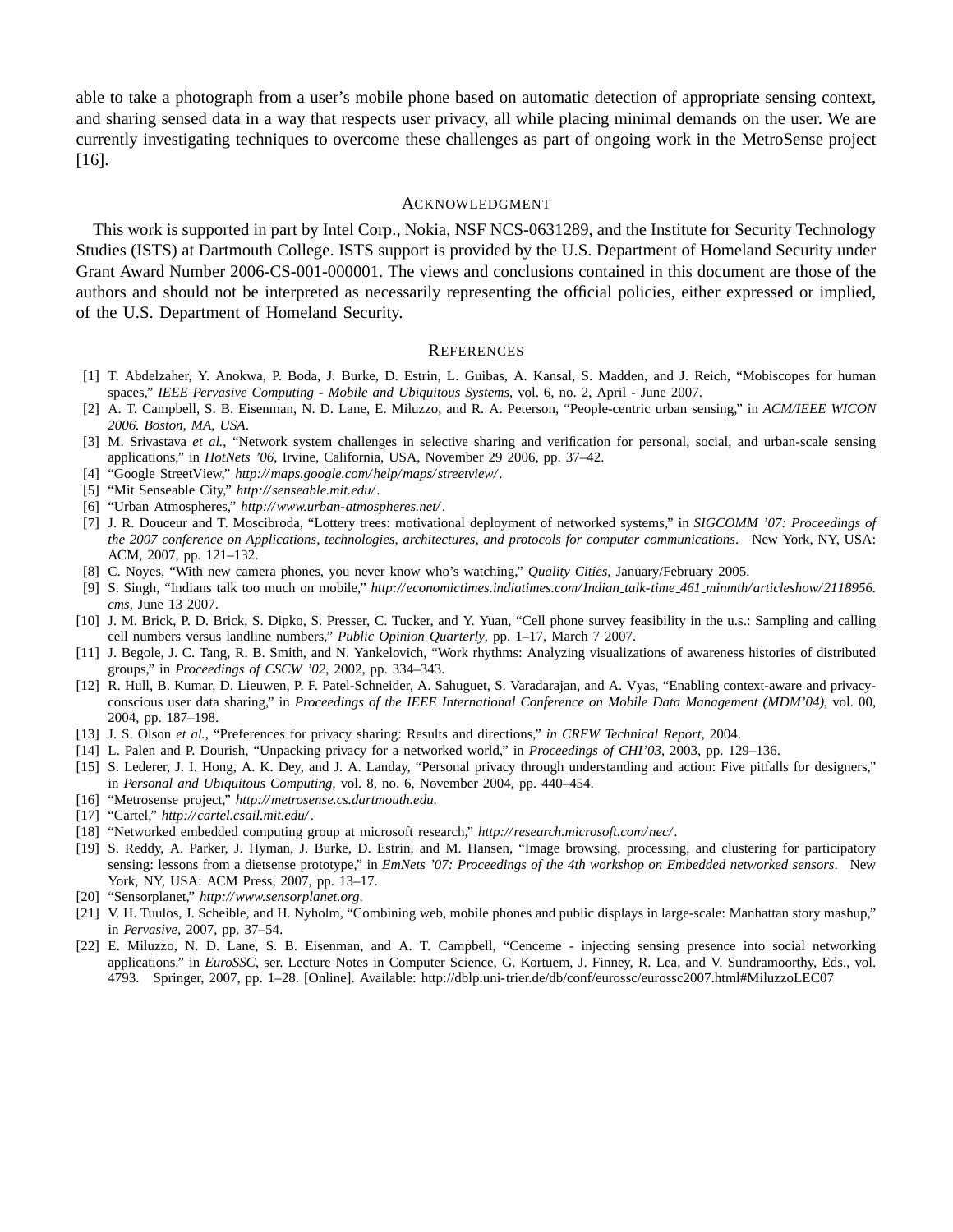able to take a photograph from a user's mobile phone based on automatic detection of appropriate sensing context, and sharing sensed data in a way that respects user privacy, all while placing minimal demands on the user. We are currently investigating techniques to overcome these challenges as part of ongoing work in the MetroSense project [16].

## ACKNOWLEDGMENT

This work is supported in part by Intel Corp., Nokia, NSF NCS-0631289, and the Institute for Security Technology Studies (ISTS) at Dartmouth College. ISTS support is provided by the U.S. Department of Homeland Security under Grant Award Number 2006-CS-001-000001. The views and conclusions contained in this document are those of the authors and should not be interpreted as necessarily representing the official policies, either expressed or implied, of the U.S. Department of Homeland Security.

## REFERENCES

[1] T. Abdelzaher, Y. Anokwa, P. Boda, J. Burke, D. Estrin, L. Guibas, A. Kansal, S. Madden, and J. Reich, "Mobiscopes for human spaces," *IEEE Pervasive Computing - Mobile and Ubiquitous Systems*, vol. 6, no. 2, April - June 2007.

[2] A. T. Campbell, S. B. Eisenman, N. D. Lane, E. Miluzzo, and R. A. Peterson, "People-centric urban sensing," in *ACM/IEEE WICON 2006. Boston, MA, USA*.

[3] M. Srivastava *et al.*, "Network system challenges in selective sharing and verification for personal, social, and urban-scale sensing applications," in *HotNets '06*, Irvine, California, USA, November 29 2006, pp. 37–42.

[4] "Google StreetView," *http://maps.google.com/help/maps/streetview/*.

[5] "Mit Senseable City," *http://senseable.mit.edu/*.

[6] "Urban Atmospheres," *http://www.urban-atmospheres.net/*.

[7] J. R. Douceur and T. Moscibroda, "Lottery trees: motivational deployment of networked systems," in *SIGCOMM '07: Proceedings of the 2007 conference on Applications, technologies, architectures, and protocols for computer communications*. New York, NY, USA: ACM, 2007, pp. 121–132.

[8] C. Noyes, "With new camera phones, you never know who's watching," *Quality Cities*, January/February 2005.

[9] S. Singh, "Indians talk too much on mobile," *http://economictimes.indiatimes.com/Indian_talk-time_461_minmth/articleshow/2118956.cms*, June 13 2007.

[10] J. M. Brick, P. D. Brick, S. Dipko, S. Presser, C. Tucker, and Y. Yuan, "Cell phone survey feasibility in the u.s.: Sampling and calling cell numbers versus landline numbers," *Public Opinion Quarterly*, pp. 1–17, March 7 2007.

[11] J. Begole, J. C. Tang, R. B. Smith, and N. Yankelovich, "Work rhythms: Analyzing visualizations of awareness histories of distributed groups," in *Proceedings of CSCW '02*, 2002, pp. 334–343.

[12] R. Hull, B. Kumar, D. Lieuwen, P. F. Patel-Schneider, A. Sahuguet, S. Varadarajan, and A. Vyas, "Enabling context-aware and privacy-conscious user data sharing," in *Proceedings of the IEEE International Conference on Mobile Data Management (MDM'04)*, vol. 00, 2004, pp. 187–198.

[13] J. S. Olson *et al.*, "Preferences for privacy sharing: Results and directions," *in CREW Technical Report*, 2004.

[14] L. Palen and P. Dourish, "Unpacking privacy for a networked world," in *Proceedings of CHI'03*, 2003, pp. 129–136.

[15] S. Lederer, J. I. Hong, A. K. Dey, and J. A. Landay, "Personal privacy through understanding and action: Five pitfalls for designers," in *Personal and Ubiquitous Computing*, vol. 8, no. 6, November 2004, pp. 440–454.

[16] "Metrosense project," *http://metrosense.cs.dartmouth.edu*.

[17] "Cartel," *http://cartel.csail.mit.edu/*.

[18] "Networked embedded computing group at microsoft research," *http://research.microsoft.com/nec/*.

[19] S. Reddy, A. Parker, J. Hyman, J. Burke, D. Estrin, and M. Hansen, "Image browsing, processing, and clustering for participatory sensing: lessons from a dietsense prototype," in *EmNets '07: Proceedings of the 4th workshop on Embedded networked sensors*. New York, NY, USA: ACM Press, 2007, pp. 13–17.

[20] "Sensorplanet," *http://www.sensorplanet.org*.

[21] V. H. Tuulos, J. Scheible, and H. Nyholm, "Combining web, mobile phones and public displays in large-scale: Manhattan story mashup," in *Pervasive*, 2007, pp. 37–54.

[22] E. Miluzzo, N. D. Lane, S. B. Eisenman, and A. T. Campbell, "Cenceme - injecting sensing presence into social networking applications." in *EuroSSC*, ser. Lecture Notes in Computer Science, G. Kortuem, J. Finney, R. Lea, and V. Sundramoorthy, Eds., vol. 4793. Springer, 2007, pp. 1–28. [Online]. Available: http://dblp.uni-trier.de/db/conf/eurossc/eurossc2007.html#MiluzzoLEC07